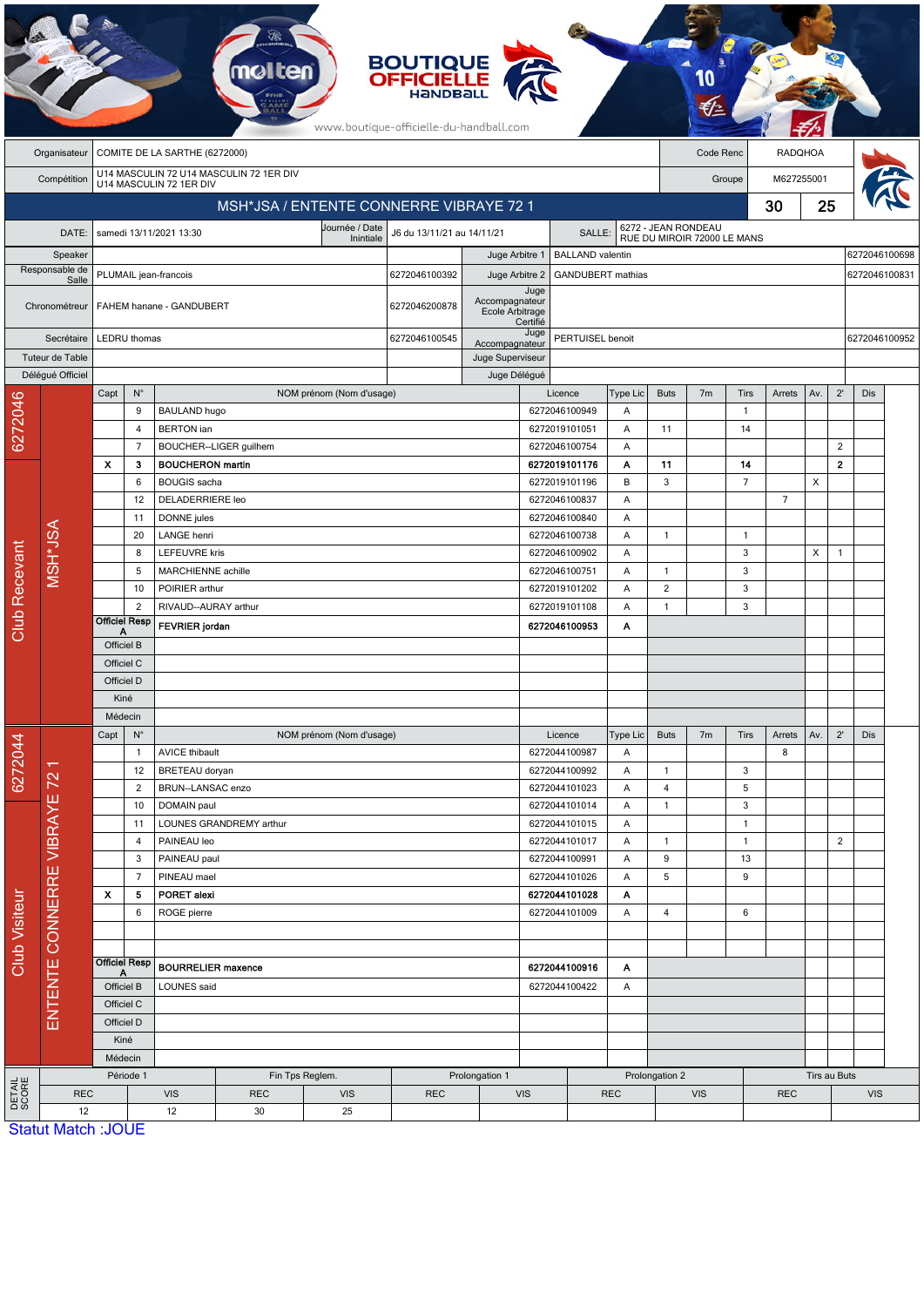BOUTIQUE OFFICIELLE HANDBALL

www.boutique-officielle-du-handball.com

| Organisateur | COMITE DE LA SARTHE (6272000) | Code Renc | RADQHOA |
|---|---|---|---|
| Compétition | U14 MASCULIN 72 U14 MASCULIN 72 1ER DIV U14 MASCULIN 72 1ER DIV | Groupe | M627255001 |

## MSH*JSA / ENTENTE CONNERRE VIBRAYE 72 1 — 30 - 25

| DATE: | samedi 13/11/2021 13:30 | Journée / Date Initiale | J6 du 13/11/21 au 14/11/21 | SALLE: | 6272 - JEAN RONDEAU RUE DU MIROIR 72000 LE MANS |
|---|---|---|---|---|---|

| Fonction | Nom | Licence | Fonction | Nom | Licence |
|---|---|---|---|---|---|
| Speaker | | | Juge Arbitre 1 | BALLAND valentin | 6272046100698 |
| Responsable de Salle | PLUMAIL jean-francois | 6272046100392 | Juge Arbitre 2 | GANDUBERT mathias | 6272046100831 |
| Chronométreur | FAHEM hanane - GANDUBERT | 6272046200878 | Juge Accompagnateur Ecole Arbitrage Certifié | | |
| Secrétaire | LEDRU thomas | 6272046100545 | Juge Accompagnateur | PERTUISEL benoit | 6272046100952 |
| Tuteur de Table | | | Juge Superviseur | | |
| Délégué Officiel | | | Juge Délégué | | |

### Club Recevant — 6272046 — MSH*JSA

| Capt | N° | NOM prénom (Nom d'usage) | Licence | Type Lic | Buts | 7m | Tirs | Arrets | Av. | 2' | Dis |
|---|---|---|---|---|---|---|---|---|---|---|---|
| | 9 | BAULAND hugo | 6272046100949 | A | | | 1 | | | | |
| | 4 | BERTON ian | 6272019101051 | A | 11 | | 14 | | | | |
| | 7 | BOUCHER--LIGER guilhem | 6272046100754 | A | | | | | | 2 | |
| X | 3 | **BOUCHERON martin** | **6272019101176** | **A** | **11** | | **14** | | | **2** | |
| | 6 | BOUGIS sacha | 6272019101196 | B | 3 | | 7 | | X | | |
| | 12 | DELADERRIERE leo | 6272046100837 | A | | | | 7 | | | |
| | 11 | DONNE jules | 6272046100840 | A | | | | | | | |
| | 20 | LANGE henri | 6272046100738 | A | 1 | | 1 | | | | |
| | 8 | LEFEUVRE kris | 6272046100902 | A | | | 3 | | X | 1 | |
| | 5 | MARCHIENNE achille | 6272046100751 | A | 1 | | 3 | | | | |
| | 10 | POIRIER arthur | 6272019101202 | A | 2 | | 3 | | | | |
| | 2 | RIVAUD--AURAY arthur | 6272019101108 | A | 1 | | 3 | | | | |
| Officiel Resp A | | **FEVRIER jordan** | **6272046100953** | **A** | | | | | | | |
| Officiel B | | | | | | | | | | | |
| Officiel C | | | | | | | | | | | |
| Officiel D | | | | | | | | | | | |
| Kiné | | | | | | | | | | | |
| Médecin | | | | | | | | | | | |

### Club Visiteur — 6272044 — ENTENTE CONNERRE VIBRAYE 72 1

| Capt | N° | NOM prénom (Nom d'usage) | Licence | Type Lic | Buts | 7m | Tirs | Arrets | Av. | 2' | Dis |
|---|---|---|---|---|---|---|---|---|---|---|---|
| | 1 | AVICE thibault | 6272044100987 | A | | | | 8 | | | |
| | 12 | BRETEAU doryan | 6272044100992 | A | 1 | | 3 | | | | |
| | 2 | BRUN--LANSAC enzo | 6272044101023 | A | 4 | | 5 | | | | |
| | 10 | DOMAIN paul | 6272044101014 | A | 1 | | 3 | | | | |
| | 11 | LOUNES GRANDREMY arthur | 6272044101015 | A | | | 1 | | | | |
| | 4 | PAINEAU leo | 6272044101017 | A | 1 | | 1 | | | 2 | |
| | 3 | PAINEAU paul | 6272044100991 | A | 9 | | 13 | | | | |
| | 7 | PINEAU mael | 6272044101026 | A | 5 | | 9 | | | | |
| X | 5 | **PORET alexi** | **6272044101028** | **A** | | | | | | | |
| | 6 | ROGE pierre | 6272044101009 | A | 4 | | 6 | | | | |
| | | | | | | | | | | | |
| | | | | | | | | | | | |
| Officiel Resp A | | **BOURRELIER maxence** | **6272044100916** | **A** | | | | | | | |
| Officiel B | | LOUNES said | 6272044100422 | A | | | | | | | |
| Officiel C | | | | | | | | | | | |
| Officiel D | | | | | | | | | | | |
| Kiné | | | | | | | | | | | |
| Médecin | | | | | | | | | | | |

### DETAIL SCORE

| Période 1 | | Fin Tps Reglem. | | Prolongation 1 | | Prolongation 2 | | Tirs au Buts | |
|---|---|---|---|---|---|---|---|---|---|
| REC | VIS | REC | VIS | REC | VIS | REC | VIS | REC | VIS |
| 12 | 12 | 30 | 25 | | | | | | |

Statut Match :JOUE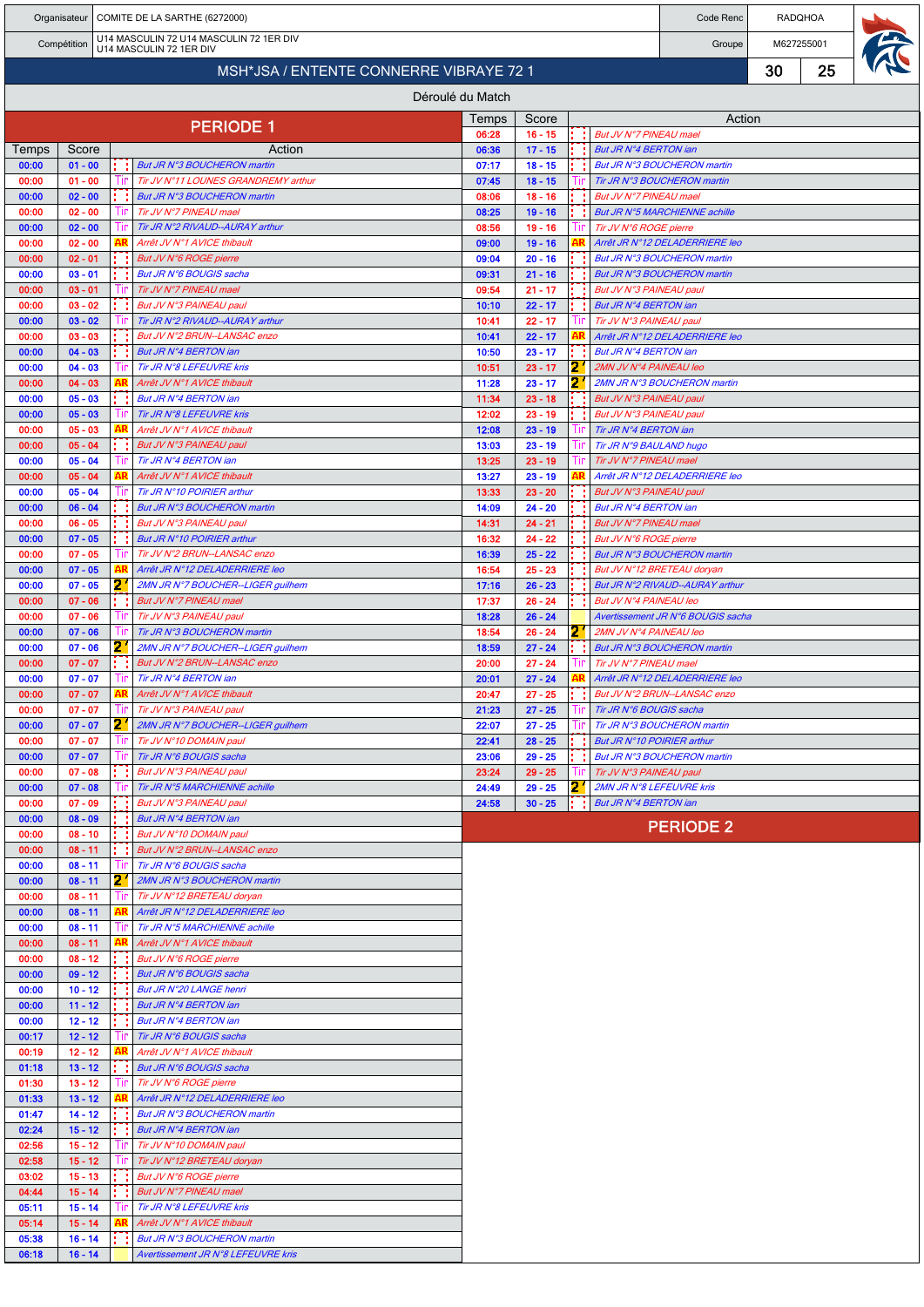| Organisateur | COMITE DE LA SARTHE (6272000) | Code Renc | RADQHOA |
|---|---|---|---|
| Compétition | U14 MASCULIN 72 U14 MASCULIN 72 1ER DIV U14 MASCULIN 72 1ER DIV | Groupe | M627255001 |

## MSH*JSA / ENTENTE CONNERRE VIBRAYE 72 1 — 30 - 25

### Déroulé du Match

## PERIODE 1

| Temps | Score | | Action |
|---|---|---|---|
| 00:00 | 01 - 00 | | But JR N°3 BOUCHERON martin |
| 00:00 | 01 - 00 | Tir | Tir JV N°11 LOUNES GRANDREMY arthur |
| 00:00 | 02 - 00 | | But JR N°3 BOUCHERON martin |
| 00:00 | 02 - 00 | Tir | Tir JV N°7 PINEAU mael |
| 00:00 | 02 - 00 | Tir | Tir JR N°2 RIVAUD--AURAY arthur |
| 00:00 | 02 - 00 | AR | Arrêt JV N°1 AVICE thibault |
| 00:00 | 02 - 01 | | But JV N°6 ROGE pierre |
| 00:00 | 03 - 01 | | But JR N°6 BOUGIS sacha |
| 00:00 | 03 - 01 | Tir | Tir JV N°7 PINEAU mael |
| 00:00 | 03 - 02 | | But JV N°3 PAINEAU paul |
| 00:00 | 03 - 02 | Tir | Tir JR N°2 RIVAUD--AURAY arthur |
| 00:00 | 03 - 03 | | But JV N°2 BRUN--LANSAC enzo |
| 00:00 | 04 - 03 | | But JR N°4 BERTON ian |
| 00:00 | 04 - 03 | Tir | Tir JR N°8 LEFEUVRE kris |
| 00:00 | 04 - 03 | AR | Arrêt JV N°1 AVICE thibault |
| 00:00 | 05 - 03 | | But JR N°4 BERTON ian |
| 00:00 | 05 - 03 | Tir | Tir JR N°8 LEFEUVRE kris |
| 00:00 | 05 - 03 | AR | Arrêt JV N°1 AVICE thibault |
| 00:00 | 05 - 04 | | But JV N°3 PAINEAU paul |
| 00:00 | 05 - 04 | Tir | Tir JR N°4 BERTON ian |
| 00:00 | 05 - 04 | AR | Arrêt JV N°1 AVICE thibault |
| 00:00 | 05 - 04 | Tir | Tir JR N°10 POIRIER arthur |
| 00:00 | 06 - 04 | | But JR N°3 BOUCHERON martin |
| 00:00 | 06 - 05 | | But JV N°3 PAINEAU paul |
| 00:00 | 07 - 05 | | But JR N°10 POIRIER arthur |
| 00:00 | 07 - 05 | Tir | Tir JV N°2 BRUN--LANSAC enzo |
| 00:00 | 07 - 05 | AR | Arrêt JR N°12 DELADERRIERE leo |
| 00:00 | 07 - 05 | 2' | 2MN JR N°7 BOUCHER--LIGER guilhem |
| 00:00 | 07 - 06 | | But JV N°7 PINEAU mael |
| 00:00 | 07 - 06 | Tir | Tir JV N°3 PAINEAU paul |
| 00:00 | 07 - 06 | Tir | Tir JR N°3 BOUCHERON martin |
| 00:00 | 07 - 06 | 2' | 2MN JR N°7 BOUCHER--LIGER guilhem |
| 00:00 | 07 - 07 | | But JV N°2 BRUN--LANSAC enzo |
| 00:00 | 07 - 07 | Tir | Tir JR N°4 BERTON ian |
| 00:00 | 07 - 07 | AR | Arrêt JV N°1 AVICE thibault |
| 00:00 | 07 - 07 | Tir | Tir JV N°3 PAINEAU paul |
| 00:00 | 07 - 07 | 2' | 2MN JR N°7 BOUCHER--LIGER guilhem |
| 00:00 | 07 - 07 | Tir | Tir JV N°10 DOMAIN paul |
| 00:00 | 07 - 07 | Tir | Tir JR N°6 BOUGIS sacha |
| 00:00 | 07 - 08 | | But JV N°3 PAINEAU paul |
| 00:00 | 07 - 08 | Tir | Tir JR N°5 MARCHIENNE achille |
| 00:00 | 07 - 09 | | But JV N°3 PAINEAU paul |
| 00:00 | 08 - 09 | | But JR N°4 BERTON ian |
| 00:00 | 08 - 10 | | But JV N°10 DOMAIN paul |
| 00:00 | 08 - 11 | | But JV N°2 BRUN--LANSAC enzo |
| 00:00 | 08 - 11 | Tir | Tir JR N°6 BOUGIS sacha |
| 00:00 | 08 - 11 | 2' | 2MN JR N°3 BOUCHERON martin |
| 00:00 | 08 - 11 | Tir | Tir JV N°12 BRETEAU doryan |
| 00:00 | 08 - 11 | AR | Arrêt JR N°12 DELADERRIERE leo |
| 00:00 | 08 - 11 | Tir | Tir JR N°5 MARCHIENNE achille |
| 00:00 | 08 - 11 | AR | Arrêt JV N°1 AVICE thibault |
| 00:00 | 08 - 12 | | But JV N°6 ROGE pierre |
| 00:00 | 09 - 12 | | But JR N°6 BOUGIS sacha |
| 00:00 | 10 - 12 | | But JR N°20 LANGE henri |
| 00:00 | 11 - 12 | | But JR N°4 BERTON ian |
| 00:00 | 12 - 12 | | But JR N°4 BERTON ian |
| 00:17 | 12 - 12 | Tir | Tir JR N°6 BOUGIS sacha |
| 00:19 | 12 - 12 | AR | Arrêt JV N°1 AVICE thibault |
| 01:18 | 13 - 12 | | But JR N°6 BOUGIS sacha |
| 01:30 | 13 - 12 | Tir | Tir JV N°6 ROGE pierre |
| 01:33 | 13 - 12 | AR | Arrêt JR N°12 DELADERRIERE leo |
| 01:47 | 14 - 12 | | But JR N°3 BOUCHERON martin |
| 02:24 | 15 - 12 | | But JR N°4 BERTON ian |
| 02:56 | 15 - 12 | Tir | Tir JV N°10 DOMAIN paul |
| 02:58 | 15 - 12 | Tir | Tir JV N°12 BRETEAU doryan |
| 03:02 | 15 - 13 | | But JV N°6 ROGE pierre |
| 04:44 | 15 - 14 | | But JV N°7 PINEAU mael |
| 05:11 | 15 - 14 | Tir | Tir JR N°8 LEFEUVRE kris |
| 05:14 | 15 - 14 | AR | Arrêt JV N°1 AVICE thibault |
| 05:38 | 16 - 14 | | But JR N°3 BOUCHERON martin |
| 06:18 | 16 - 14 | | Avertissement JR N°8 LEFEUVRE kris |
| 06:28 | 16 - 15 | | But JV N°7 PINEAU mael |
| 06:36 | 17 - 15 | | But JR N°4 BERTON ian |
| 07:17 | 18 - 15 | | But JR N°3 BOUCHERON martin |
| 07:45 | 18 - 15 | Tir | Tir JR N°3 BOUCHERON martin |
| 08:06 | 18 - 16 | | But JV N°7 PINEAU mael |
| 08:25 | 19 - 16 | | But JR N°5 MARCHIENNE achille |
| 08:56 | 19 - 16 | Tir | Tir JV N°6 ROGE pierre |
| 09:00 | 19 - 16 | AR | Arrêt JR N°12 DELADERRIERE leo |
| 09:04 | 20 - 16 | | But JR N°3 BOUCHERON martin |
| 09:31 | 21 - 16 | | But JR N°3 BOUCHERON martin |
| 09:54 | 21 - 17 | | But JV N°3 PAINEAU paul |
| 10:10 | 22 - 17 | | But JR N°4 BERTON ian |
| 10:41 | 22 - 17 | Tir | Tir JV N°3 PAINEAU paul |
| 10:41 | 22 - 17 | AR | Arrêt JR N°12 DELADERRIERE leo |
| 10:50 | 23 - 17 | | But JR N°4 BERTON ian |
| 10:51 | 23 - 17 | 2' | 2MN JV N°4 PAINEAU leo |
| 11:28 | 23 - 17 | 2' | 2MN JR N°3 BOUCHERON martin |
| 11:34 | 23 - 18 | | But JV N°3 PAINEAU paul |
| 12:02 | 23 - 19 | | But JV N°3 PAINEAU paul |
| 12:08 | 23 - 19 | Tir | Tir JR N°4 BERTON ian |
| 13:03 | 23 - 19 | Tir | Tir JR N°9 BAULAND hugo |
| 13:25 | 23 - 19 | Tir | Tir JV N°7 PINEAU mael |
| 13:27 | 23 - 19 | AR | Arrêt JR N°12 DELADERRIERE leo |
| 13:33 | 23 - 20 | | But JV N°3 PAINEAU paul |
| 14:09 | 24 - 20 | | But JR N°4 BERTON ian |
| 14:31 | 24 - 21 | | But JV N°7 PINEAU mael |
| 16:32 | 24 - 22 | | But JV N°6 ROGE pierre |
| 16:39 | 25 - 22 | | But JR N°3 BOUCHERON martin |
| 16:54 | 25 - 23 | | But JV N°12 BRETEAU doryan |
| 17:16 | 26 - 23 | | But JR N°2 RIVAUD--AURAY arthur |
| 17:37 | 26 - 24 | | But JV N°4 PAINEAU leo |
| 18:28 | 26 - 24 | | Avertissement JR N°6 BOUGIS sacha |
| 18:54 | 26 - 24 | 2' | 2MN JV N°4 PAINEAU leo |
| 18:59 | 27 - 24 | | But JR N°3 BOUCHERON martin |
| 20:00 | 27 - 24 | Tir | Tir JV N°7 PINEAU mael |
| 20:01 | 27 - 24 | AR | Arrêt JR N°12 DELADERRIERE leo |
| 20:47 | 27 - 25 | | But JV N°2 BRUN--LANSAC enzo |
| 21:23 | 27 - 25 | Tir | Tir JR N°6 BOUGIS sacha |
| 22:07 | 27 - 25 | Tir | Tir JR N°3 BOUCHERON martin |
| 22:41 | 28 - 25 | | But JR N°10 POIRIER arthur |
| 23:06 | 29 - 25 | | But JR N°3 BOUCHERON martin |
| 23:24 | 29 - 25 | Tir | Tir JV N°3 PAINEAU paul |
| 24:49 | 29 - 25 | 2' | 2MN JR N°8 LEFEUVRE kris |
| 24:58 | 30 - 25 | | But JR N°4 BERTON ian |

## PERIODE 2